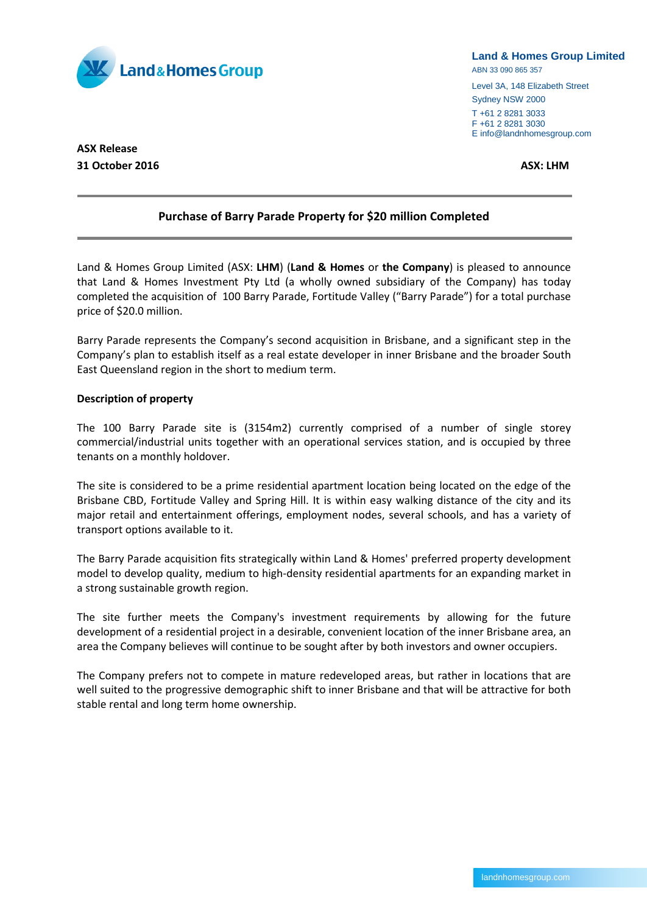**Land & Homes Group Limited**
ABN 33 090 865 357

Level 3A, 148 Elizabeth Street
Sydney NSW 2000
T +61 2 8281 3033
F +61 2 8281 3030
E info@landnhomesgroup.com

**ASX Release**
**31 October 2016**

**ASX: LHM**

## Purchase of Barry Parade Property for $20 million Completed

Land & Homes Group Limited (ASX: **LHM**) (**Land & Homes** or **the Company**) is pleased to announce that Land & Homes Investment Pty Ltd (a wholly owned subsidiary of the Company) has today completed the acquisition of 100 Barry Parade, Fortitude Valley ("Barry Parade") for a total purchase price of $20.0 million.

Barry Parade represents the Company's second acquisition in Brisbane, and a significant step in the Company's plan to establish itself as a real estate developer in inner Brisbane and the broader South East Queensland region in the short to medium term.

**Description of property**

The 100 Barry Parade site is (3154m2) currently comprised of a number of single storey commercial/industrial units together with an operational services station, and is occupied by three tenants on a monthly holdover.

The site is considered to be a prime residential apartment location being located on the edge of the Brisbane CBD, Fortitude Valley and Spring Hill. It is within easy walking distance of the city and its major retail and entertainment offerings, employment nodes, several schools, and has a variety of transport options available to it.

The Barry Parade acquisition fits strategically within Land & Homes' preferred property development model to develop quality, medium to high-density residential apartments for an expanding market in a strong sustainable growth region.

The site further meets the Company's investment requirements by allowing for the future development of a residential project in a desirable, convenient location of the inner Brisbane area, an area the Company believes will continue to be sought after by both investors and owner occupiers.

The Company prefers not to compete in mature redeveloped areas, but rather in locations that are well suited to the progressive demographic shift to inner Brisbane and that will be attractive for both stable rental and long term home ownership.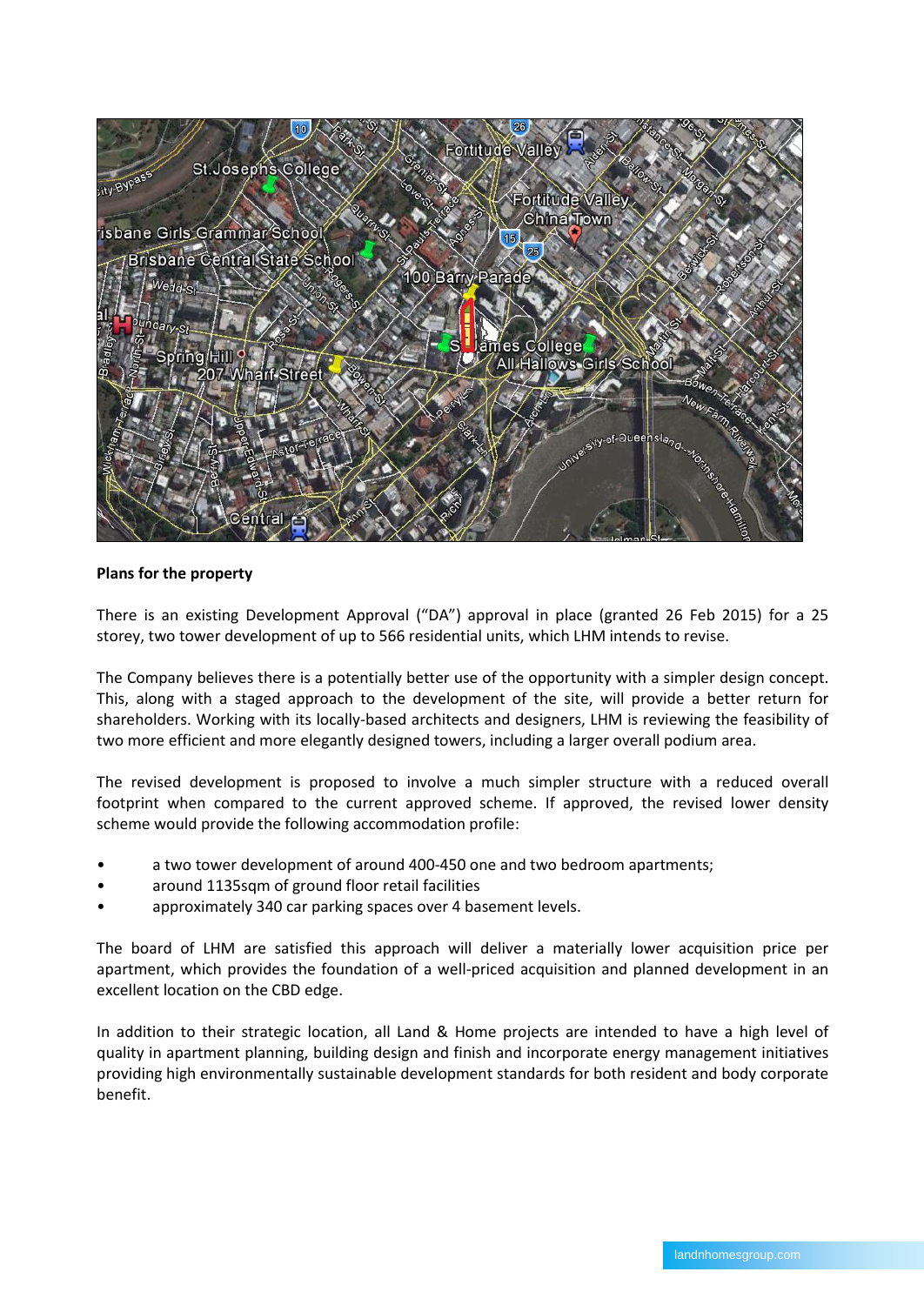**Plans for the property**

There is an existing Development Approval ("DA") approval in place (granted 26 Feb 2015) for a 25 storey, two tower development of up to 566 residential units, which LHM intends to revise.

The Company believes there is a potentially better use of the opportunity with a simpler design concept. This, along with a staged approach to the development of the site, will provide a better return for shareholders. Working with its locally-based architects and designers, LHM is reviewing the feasibility of two more efficient and more elegantly designed towers, including a larger overall podium area.

The revised development is proposed to involve a much simpler structure with a reduced overall footprint when compared to the current approved scheme. If approved, the revised lower density scheme would provide the following accommodation profile:

- a two tower development of around 400-450 one and two bedroom apartments;
- around 1135sqm of ground floor retail facilities
- approximately 340 car parking spaces over 4 basement levels.

The board of LHM are satisfied this approach will deliver a materially lower acquisition price per apartment, which provides the foundation of a well-priced acquisition and planned development in an excellent location on the CBD edge.

In addition to their strategic location, all Land & Home projects are intended to have a high level of quality in apartment planning, building design and finish and incorporate energy management initiatives providing high environmentally sustainable development standards for both resident and body corporate benefit.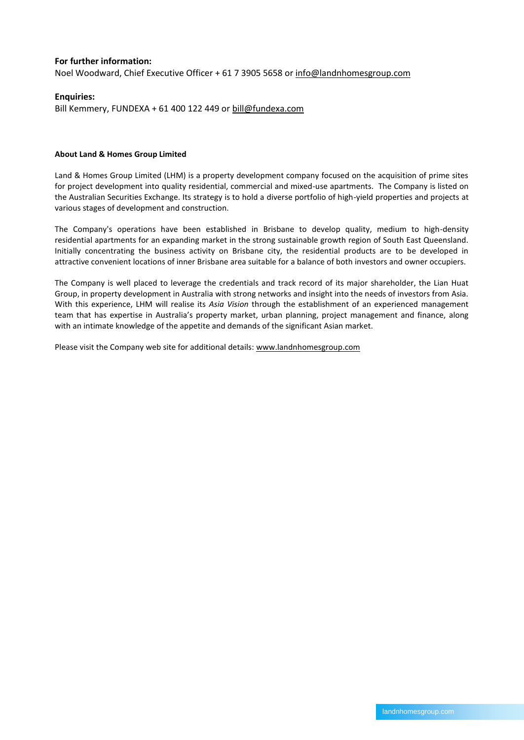**For further information:**
Noel Woodward, Chief Executive Officer + 61 7 3905 5658 or info@landnhomesgroup.com

**Enquiries:**
Bill Kemmery, FUNDEXA + 61 400 122 449 or bill@fundexa.com

**About Land & Homes Group Limited**

Land & Homes Group Limited (LHM) is a property development company focused on the acquisition of prime sites for project development into quality residential, commercial and mixed-use apartments. The Company is listed on the Australian Securities Exchange. Its strategy is to hold a diverse portfolio of high-yield properties and projects at various stages of development and construction.

The Company's operations have been established in Brisbane to develop quality, medium to high-density residential apartments for an expanding market in the strong sustainable growth region of South East Queensland. Initially concentrating the business activity on Brisbane city, the residential products are to be developed in attractive convenient locations of inner Brisbane area suitable for a balance of both investors and owner occupiers.

The Company is well placed to leverage the credentials and track record of its major shareholder, the Lian Huat Group, in property development in Australia with strong networks and insight into the needs of investors from Asia. With this experience, LHM will realise its *Asia Vision* through the establishment of an experienced management team that has expertise in Australia's property market, urban planning, project management and finance, along with an intimate knowledge of the appetite and demands of the significant Asian market.

Please visit the Company web site for additional details: www.landnhomesgroup.com